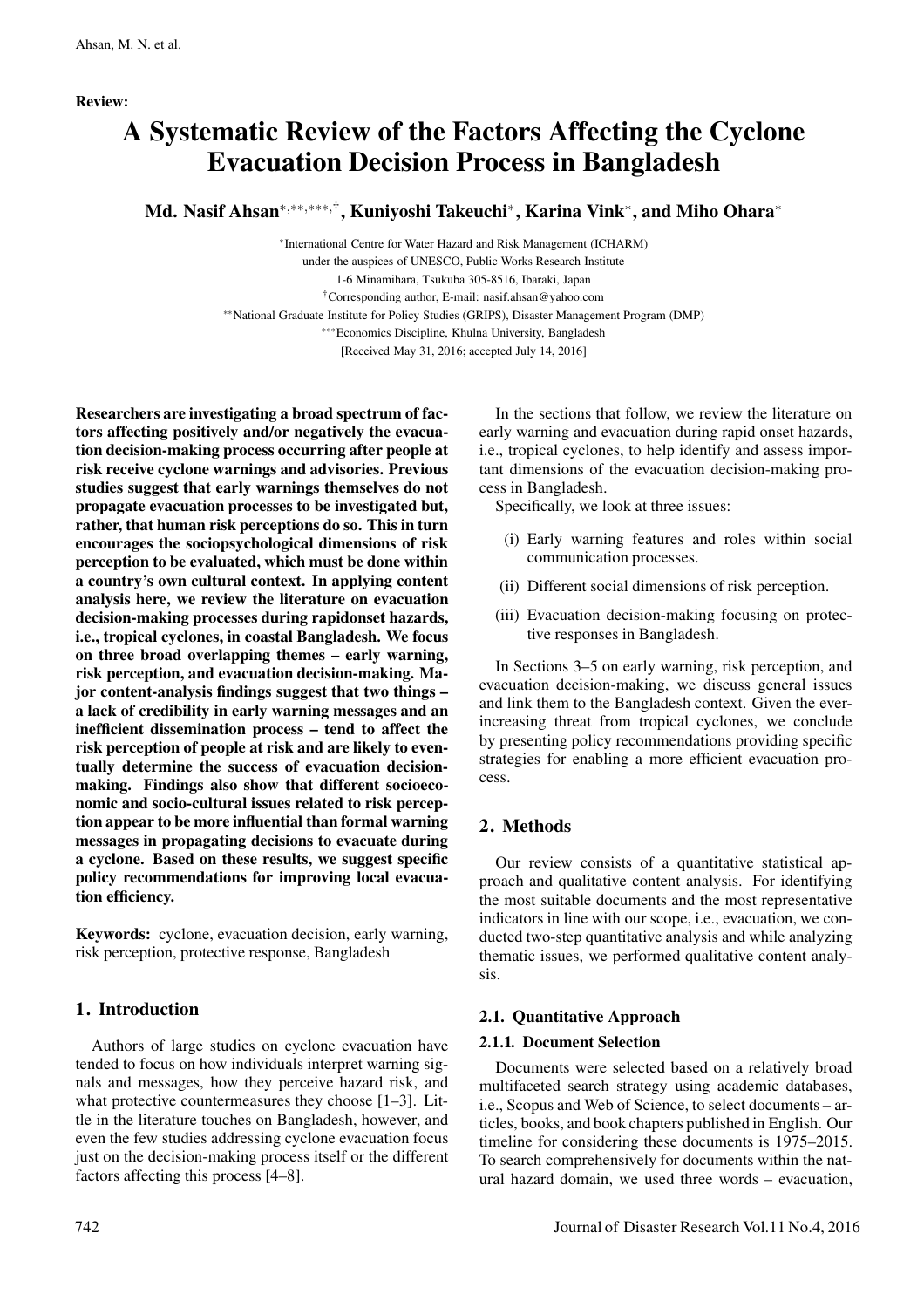Review:

# A Systematic Review of the Factors Affecting the Cyclone Evacuation Decision Process in Bangladesh

**Md. Nasif Ahsan*,**,***,†, Kuniyoshi Takeuchi*, Karina Vink*, and Miho Ohara***

*International Centre for Water Hazard and Risk Management (ICHARM)
under the auspices of UNESCO, Public Works Research Institute
1-6 Minamihara, Tsukuba 305-8516, Ibaraki, Japan
†Corresponding author, E-mail: nasif.ahsan@yahoo.com
**National Graduate Institute for Policy Studies (GRIPS), Disaster Management Program (DMP)
***Economics Discipline, Khulna University, Bangladesh
[Received May 31, 2016; accepted July 14, 2016]

**Researchers are investigating a broad spectrum of factors affecting positively and/or negatively the evacuation decision-making process occurring after people at risk receive cyclone warnings and advisories. Previous studies suggest that early warnings themselves do not propagate evacuation processes to be investigated but, rather, that human risk perceptions do so. This in turn encourages the sociopsychological dimensions of risk perception to be evaluated, which must be done within a country's own cultural context. In applying content analysis here, we review the literature on evacuation decision-making processes during rapidonset hazards, i.e., tropical cyclones, in coastal Bangladesh. We focus on three broad overlapping themes – early warning, risk perception, and evacuation decision-making. Major content-analysis findings suggest that two things – a lack of credibility in early warning messages and an inefficient dissemination process – tend to affect the risk perception of people at risk and are likely to eventually determine the success of evacuation decision-making. Findings also show that different socioeconomic and socio-cultural issues related to risk perception appear to be more influential than formal warning messages in propagating decisions to evacuate during a cyclone. Based on these results, we suggest specific policy recommendations for improving local evacuation efficiency.**

**Keywords:** cyclone, evacuation decision, early warning, risk perception, protective response, Bangladesh

## 1. Introduction

Authors of large studies on cyclone evacuation have tended to focus on how individuals interpret warning signals and messages, how they perceive hazard risk, and what protective countermeasures they choose [1–3]. Little in the literature touches on Bangladesh, however, and even the few studies addressing cyclone evacuation focus just on the decision-making process itself or the different factors affecting this process [4–8].

In the sections that follow, we review the literature on early warning and evacuation during rapid onset hazards, i.e., tropical cyclones, to help identify and assess important dimensions of the evacuation decision-making process in Bangladesh.

Specifically, we look at three issues:

(i) Early warning features and roles within social communication processes.

(ii) Different social dimensions of risk perception.

(iii) Evacuation decision-making focusing on protective responses in Bangladesh.

In Sections 3–5 on early warning, risk perception, and evacuation decision-making, we discuss general issues and link them to the Bangladesh context. Given the ever-increasing threat from tropical cyclones, we conclude by presenting policy recommendations providing specific strategies for enabling a more efficient evacuation process.

## 2. Methods

Our review consists of a quantitative statistical approach and qualitative content analysis. For identifying the most suitable documents and the most representative indicators in line with our scope, i.e., evacuation, we conducted two-step quantitative analysis and while analyzing thematic issues, we performed qualitative content analysis.

### 2.1. Quantitative Approach

#### 2.1.1. Document Selection

Documents were selected based on a relatively broad multifaceted search strategy using academic databases, i.e., Scopus and Web of Science, to select documents – articles, books, and book chapters published in English. Our timeline for considering these documents is 1975–2015. To search comprehensively for documents within the natural hazard domain, we used three words – evacuation,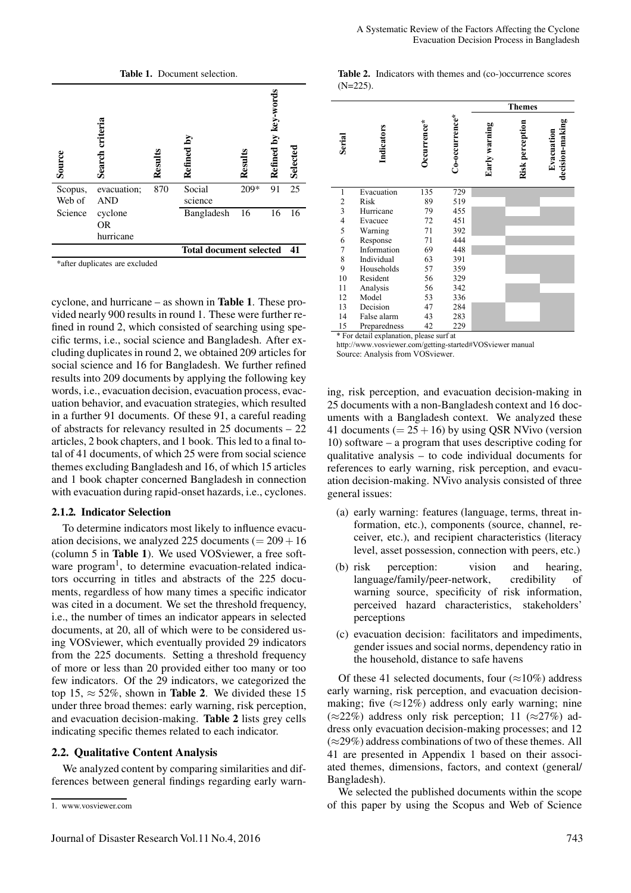**Table 1.** Document selection.

| Source | Search criteria | Results | Refined by | Results | Refined by key-words | Selected |
|---|---|---|---|---|---|---|
| Scopus, Web of Science | evacuation; AND cyclone OR hurricane | 870 | Social science | 209* | 91 | 25 |
| | | | Bangladesh | 16 | 16 | 16 |
| | | | **Total document selected** | | | **41** |

*after duplicates are excluded

cyclone, and hurricane – as shown in **Table 1**. These provided nearly 900 results in round 1. These were further refined in round 2, which consisted of searching using specific terms, i.e., social science and Bangladesh. After excluding duplicates in round 2, we obtained 209 articles for social science and 16 for Bangladesh. We further refined results into 209 documents by applying the following key words, i.e., evacuation decision, evacuation process, evacuation behavior, and evacuation strategies, which resulted in a further 91 documents. Of these 91, a careful reading of abstracts for relevancy resulted in 25 documents – 22 articles, 2 book chapters, and 1 book. This led to a final total of 41 documents, of which 25 were from social science themes excluding Bangladesh and 16, of which 15 articles and 1 book chapter concerned Bangladesh in connection with evacuation during rapid-onset hazards, i.e., cyclones.

### 2.1.2. Indicator Selection

To determine indicators most likely to influence evacuation decisions, we analyzed 225 documents ($= 209 + 16$) (column 5 in **Table 1**). We used VOSviewer, a free software program[1], to determine evacuation-related indicators occurring in titles and abstracts of the 225 documents, regardless of how many times a specific indicator was cited in a document. We set the threshold frequency, i.e., the number of times an indicator appears in selected documents, at 20, all of which were to be considered using VOSviewer, which eventually provided 29 indicators from the 225 documents. Setting a threshold frequency of more or less than 20 provided either too many or too few indicators. Of the 29 indicators, we categorized the top 15, $\approx 52\%$, shown in **Table 2**. We divided these 15 under three broad themes: early warning, risk perception, and evacuation decision-making. **Table 2** lists grey cells indicating specific themes related to each indicator.

## 2.2. Qualitative Content Analysis

We analyzed content by comparing similarities and differences between general findings regarding early warning, risk perception, and evacuation decision-making in 25 documents with a non-Bangladesh context and 16 documents with a Bangladesh context. We analyzed these 41 documents ($= 25 + 16$) by using QSR NVivo (version 10) software – a program that uses descriptive coding for qualitative analysis – to code individual documents for references to early warning, risk perception, and evacuation decision-making. NVivo analysis consisted of three general issues:

(a) early warning: features (language, terms, threat information, etc.), components (source, channel, receiver, etc.), and recipient characteristics (literacy level, asset possession, connection with peers, etc.)

(b) risk perception: vision and hearing, language/family/peer-network, credibility of warning source, specificity of risk information, perceived hazard characteristics, stakeholders' perceptions

(c) evacuation decision: facilitators and impediments, gender issues and social norms, dependency ratio in the household, distance to safe havens

Of these 41 selected documents, four ($\approx 10\%$) address early warning, risk perception, and evacuation decision-making; five ($\approx 12\%$) address only early warning; nine ($\approx 22\%$) address only risk perception; 11 ($\approx 27\%$) address only evacuation decision-making processes; and 12 ($\approx 29\%$) address combinations of two of these themes. All 41 are presented in Appendix 1 based on their associated themes, dimensions, factors, and context (general/Bangladesh).

We selected the published documents within the scope of this paper by using the Scopus and Web of Science

**Table 2.** Indicators with themes and (co-)occurrence scores (N=225).

| Serial | Indicators | Occurrence* | Co-occurrence* | Themes: Early warning | Risk perception | Evacuation decision-making |
|---|---|---|---|---|---|---|
| 1 | Evacuation | 135 | 729 | ■ | ■ | ■ |
| 2 | Risk | 89 | 519 | ■ | ■ | ■ |
| 3 | Hurricane | 79 | 455 | ■ | | ■ |
| 4 | Evacuee | 72 | 451 | ■ | ■ | ■ |
| 5 | Warning | 71 | 392 | ■ | ■ | |
| 6 | Response | 71 | 444 | ■ | ■ | ■ |
| 7 | Information | 69 | 448 | ■ | ■ | |
| 8 | Individual | 63 | 391 | | ■ | ■ |
| 9 | Households | 57 | 359 | | ■ | ■ |
| 10 | Resident | 56 | 329 | | | ■ |
| 11 | Analysis | 56 | 342 | | ■ | |
| 12 | Model | 53 | 336 | | ■ | ■ |
| 13 | Decision | 47 | 284 | ■ | | ■ |
| 14 | False alarm | 43 | 283 | ■ | ■ | ■ |
| 15 | Preparedness | 42 | 229 | ■ | | ■ |

\* For detail explanation, please surf at http://www.vosviewer.com/getting-started#VOSviewer manual

Source: Analysis from VOSviewer.

---

[1] www.vosviewer.com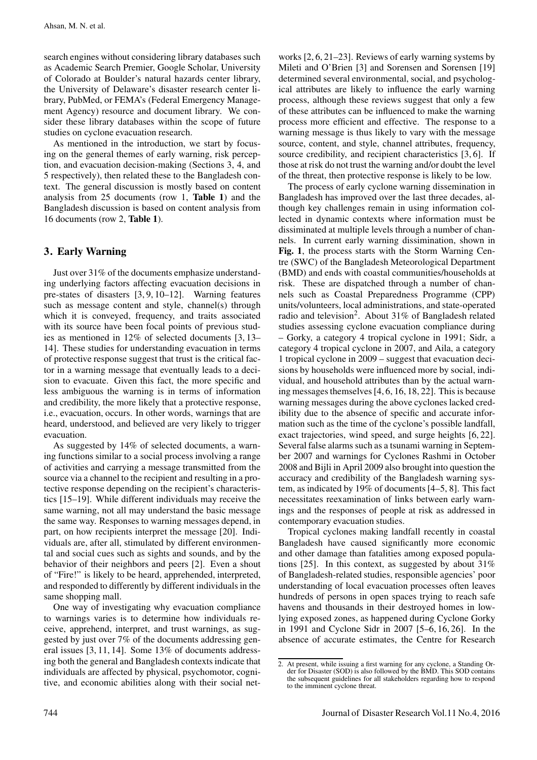search engines without considering library databases such as Academic Search Premier, Google Scholar, University of Colorado at Boulder's natural hazards center library, the University of Delaware's disaster research center library, PubMed, or FEMA's (Federal Emergency Management Agency) resource and document library. We consider these library databases within the scope of future studies on cyclone evacuation research.

As mentioned in the introduction, we start by focusing on the general themes of early warning, risk perception, and evacuation decision-making (Sections 3, 4, and 5 respectively), then related these to the Bangladesh context. The general discussion is mostly based on content analysis from 25 documents (row 1, **Table 1**) and the Bangladesh discussion is based on content analysis from 16 documents (row 2, **Table 1**).

## 3. Early Warning

Just over 31% of the documents emphasize understanding underlying factors affecting evacuation decisions in pre-states of disasters [3, 9, 10–12]. Warning features such as message content and style, channel(s) through which it is conveyed, frequency, and traits associated with its source have been focal points of previous studies as mentioned in 12% of selected documents [3, 13–14]. These studies for understanding evacuation in terms of protective response suggest that trust is the critical factor in a warning message that eventually leads to a decision to evacuate. Given this fact, the more specific and less ambiguous the warning is in terms of information and credibility, the more likely that a protective response, i.e., evacuation, occurs. In other words, warnings that are heard, understood, and believed are very likely to trigger evacuation.

As suggested by 14% of selected documents, a warning functions similar to a social process involving a range of activities and carrying a message transmitted from the source via a channel to the recipient and resulting in a protective response depending on the recipient's characteristics [15–19]. While different individuals may receive the same warning, not all may understand the basic message the same way. Responses to warning messages depend, in part, on how recipients interpret the message [20]. Individuals are, after all, stimulated by different environmental and social cues such as sights and sounds, and by the behavior of their neighbors and peers [2]. Even a shout of "Fire!" is likely to be heard, apprehended, interpreted, and responded to differently by different individuals in the same shopping mall.

One way of investigating why evacuation compliance to warnings varies is to determine how individuals receive, apprehend, interpret, and trust warnings, as suggested by just over 7% of the documents addressing general issues [3, 11, 14]. Some 13% of documents addressing both the general and Bangladesh contexts indicate that individuals are affected by physical, psychomotor, cognitive, and economic abilities along with their social networks [2, 6, 21–23]. Reviews of early warning systems by Mileti and O'Brien [3] and Sorensen and Sorensen [19] determined several environmental, social, and psychological attributes are likely to influence the early warning process, although these reviews suggest that only a few of these attributes can be influenced to make the warning process more efficient and effective. The response to a warning message is thus likely to vary with the message source, content, and style, channel attributes, frequency, source credibility, and recipient characteristics [3, 6]. If those at risk do not trust the warning and/or doubt the level of the threat, then protective response is likely to be low.

The process of early cyclone warning dissemination in Bangladesh has improved over the last three decades, although key challenges remain in using information collected in dynamic contexts where information must be dissiminated at multiple levels through a number of channels. In current early warning dissimination, shown in **Fig. 1**, the process starts with the Storm Warning Centre (SWC) of the Bangladesh Meteorological Department (BMD) and ends with coastal communities/households at risk. These are dispatched through a number of channels such as Coastal Preparedness Programme (CPP) units/volunteers, local administrations, and state-operated radio and television[2]. About 31% of Bangladesh related studies assessing cyclone evacuation compliance during – Gorky, a category 4 tropical cyclone in 1991; Sidr, a category 4 tropical cyclone in 2007, and Aila, a category 1 tropical cyclone in 2009 – suggest that evacuation decisions by households were influenced more by social, individual, and household attributes than by the actual warning messages themselves [4, 6, 16, 18, 22]. This is because warning messages during the above cyclones lacked credibility due to the absence of specific and accurate information such as the time of the cyclone's possible landfall, exact trajectories, wind speed, and surge heights [6, 22]. Several false alarms such as a tsunami warning in September 2007 and warnings for Cyclones Rashmi in October 2008 and Bijli in April 2009 also brought into question the accuracy and credibility of the Bangladesh warning system, as indicated by 19% of documents [4–5, 8]. This fact necessitates reexamination of links between early warnings and the responses of people at risk as addressed in contemporary evacuation studies.

Tropical cyclones making landfall recently in coastal Bangladesh have caused significantly more economic and other damage than fatalities among exposed populations [25]. In this context, as suggested by about 31% of Bangladesh-related studies, responsible agencies' poor understanding of local evacuation processes often leaves hundreds of persons in open spaces trying to reach safe havens and thousands in their destroyed homes in low-lying exposed zones, as happened during Cyclone Gorky in 1991 and Cyclone Sidr in 2007 [5–6, 16, 26]. In the absence of accurate estimates, the Centre for Research

2. At present, while issuing a first warning for any cyclone, a Standing Order for Disaster (SOD) is also followed by the BMD. This SOD contains the subsequent guidelines for all stakeholders regarding how to respond to the imminent cyclone threat.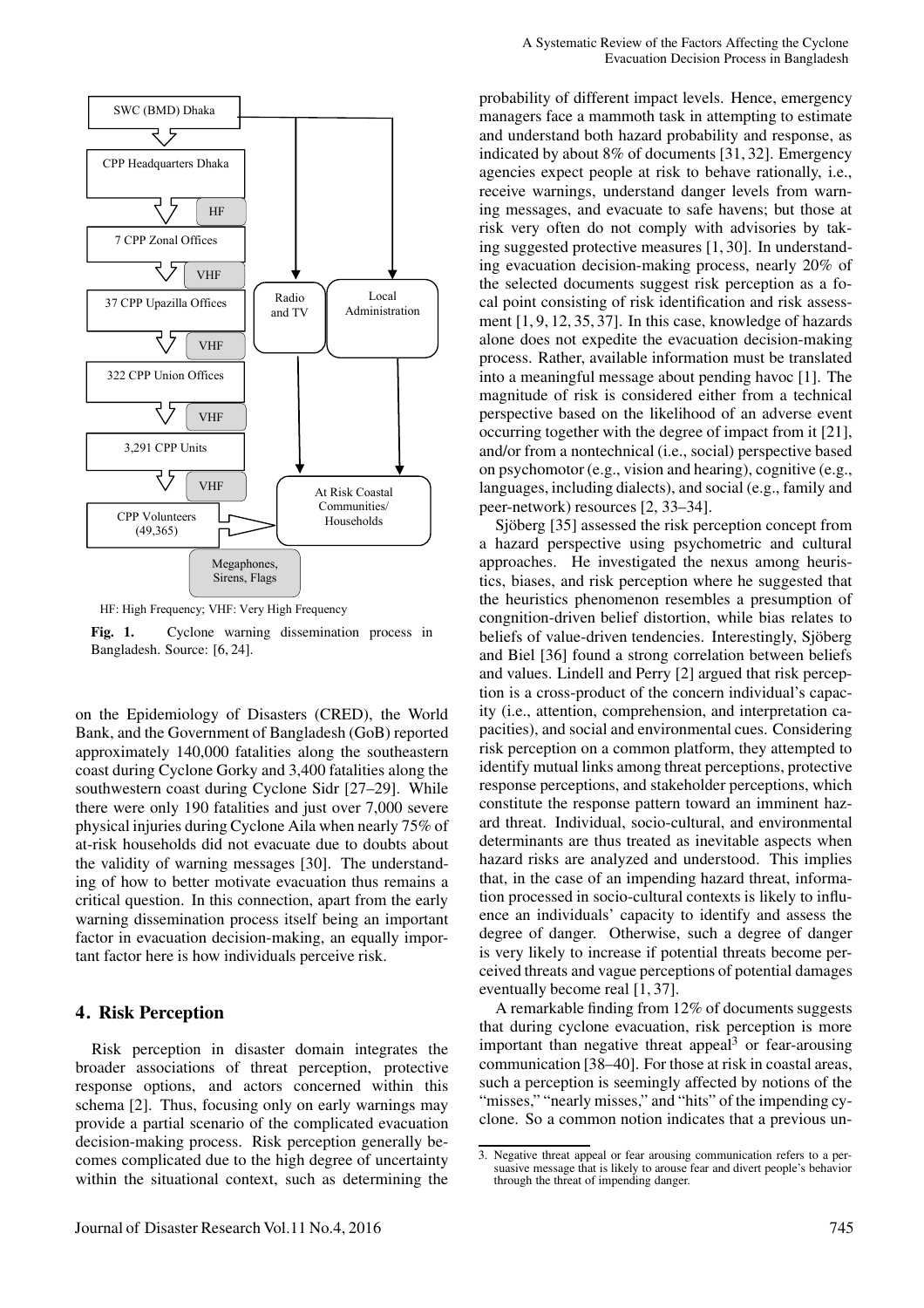SWC (BMD) Dhaka

CPP Headquarters Dhaka

HF

7 CPP Zonal Offices

VHF

37 CPP Upazilla Offices

VHF

322 CPP Union Offices

VHF

3,291 CPP Units

VHF

CPP Volunteers (49,365)

Megaphones, Sirens, Flags

Radio and TV

Local Administration

At Risk Coastal Communities/ Households

HF: High Frequency; VHF: Very High Frequency

**Fig. 1.** Cyclone warning dissemination process in Bangladesh. Source: [6, 24].

on the Epidemiology of Disasters (CRED), the World Bank, and the Government of Bangladesh (GoB) reported approximately 140,000 fatalities along the southeastern coast during Cyclone Gorky and 3,400 fatalities along the southwestern coast during Cyclone Sidr [27–29]. While there were only 190 fatalities and just over 7,000 severe physical injuries during Cyclone Aila when nearly 75% of at-risk households did not evacuate due to doubts about the validity of warning messages [30]. The understanding of how to better motivate evacuation thus remains a critical question. In this connection, apart from the early warning dissemination process itself being an important factor in evacuation decision-making, an equally important factor here is how individuals perceive risk.

## 4. Risk Perception

Risk perception in disaster domain integrates the broader associations of threat perception, protective response options, and actors concerned within this schema [2]. Thus, focusing only on early warnings may provide a partial scenario of the complicated evacuation decision-making process. Risk perception generally becomes complicated due to the high degree of uncertainty within the situational context, such as determining the probability of different impact levels. Hence, emergency managers face a mammoth task in attempting to estimate and understand both hazard probability and response, as indicated by about 8% of documents [31, 32]. Emergency agencies expect people at risk to behave rationally, i.e., receive warnings, understand danger levels from warning messages, and evacuate to safe havens; but those at risk very often do not comply with advisories by taking suggested protective measures [1, 30]. In understanding evacuation decision-making process, nearly 20% of the selected documents suggest risk perception as a focal point consisting of risk identification and risk assessment [1, 9, 12, 35, 37]. In this case, knowledge of hazards alone does not expedite the evacuation decision-making process. Rather, available information must be translated into a meaningful message about pending havoc [1]. The magnitude of risk is considered either from a technical perspective based on the likelihood of an adverse event occurring together with the degree of impact from it [21], and/or from a nontechnical (i.e., social) perspective based on psychomotor (e.g., vision and hearing), cognitive (e.g., languages, including dialects), and social (e.g., family and peer-network) resources [2, 33–34].

Sjöberg [35] assessed the risk perception concept from a hazard perspective using psychometric and cultural approaches. He investigated the nexus among heuristics, biases, and risk perception where he suggested that the heuristics phenomenon resembles a presumption of congnition-driven belief distortion, while bias relates to beliefs of value-driven tendencies. Interestingly, Sjöberg and Biel [36] found a strong correlation between beliefs and values. Lindell and Perry [2] argued that risk perception is a cross-product of the concern individual's capacity (i.e., attention, comprehension, and interpretation capacities), and social and environmental cues. Considering risk perception on a common platform, they attempted to identify mutual links among threat perceptions, protective response perceptions, and stakeholder perceptions, which constitute the response pattern toward an imminent hazard threat. Individual, socio-cultural, and environmental determinants are thus treated as inevitable aspects when hazard risks are analyzed and understood. This implies that, in the case of an impending hazard threat, information processed in socio-cultural contexts is likely to influence an individuals' capacity to identify and assess the degree of danger. Otherwise, such a degree of danger is very likely to increase if potential threats become perceived threats and vague perceptions of potential damages eventually become real [1, 37].

A remarkable finding from 12% of documents suggests that during cyclone evacuation, risk perception is more important than negative threat appeal[3] or fear-arousing communication [38–40]. For those at risk in coastal areas, such a perception is seemingly affected by notions of the "misses," "nearly misses," and "hits" of the impending cyclone. So a common notion indicates that a previous un-

3. Negative threat appeal or fear arousing communication refers to a persuasive message that is likely to arouse fear and divert people's behavior through the threat of impending danger.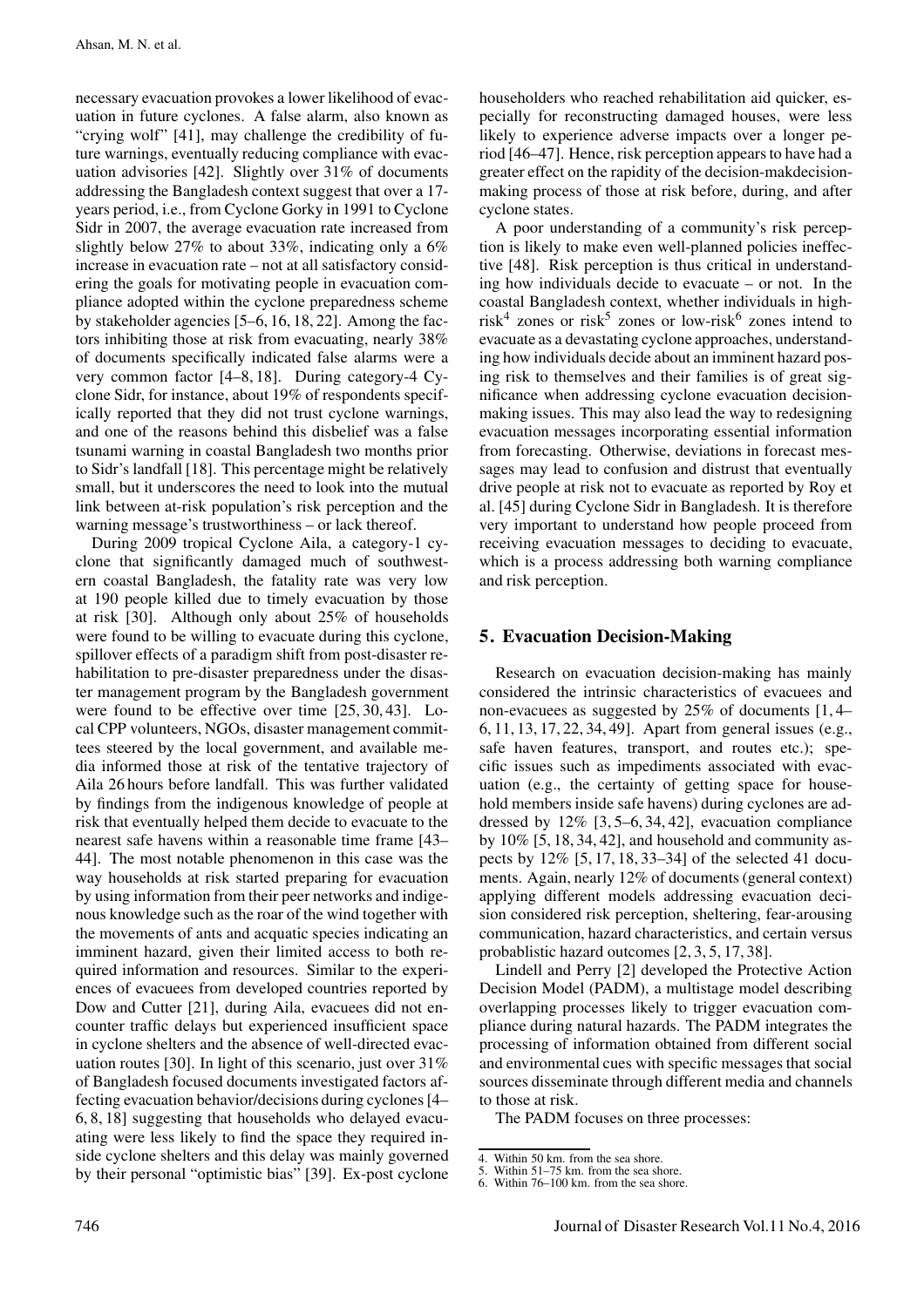necessary evacuation provokes a lower likelihood of evacuation in future cyclones. A false alarm, also known as "crying wolf" [41], may challenge the credibility of future warnings, eventually reducing compliance with evacuation advisories [42]. Slightly over 31% of documents addressing the Bangladesh context suggest that over a 17-years period, i.e., from Cyclone Gorky in 1991 to Cyclone Sidr in 2007, the average evacuation rate increased from slightly below 27% to about 33%, indicating only a 6% increase in evacuation rate – not at all satisfactory considering the goals for motivating people in evacuation compliance adopted within the cyclone preparedness scheme by stakeholder agencies [5–6, 16, 18, 22]. Among the factors inhibiting those at risk from evacuating, nearly 38% of documents specifically indicated false alarms were a very common factor [4–8, 18]. During category-4 Cyclone Sidr, for instance, about 19% of respondents specifically reported that they did not trust cyclone warnings, and one of the reasons behind this disbelief was a false tsunami warning in coastal Bangladesh two months prior to Sidr's landfall [18]. This percentage might be relatively small, but it underscores the need to look into the mutual link between at-risk population's risk perception and the warning message's trustworthiness – or lack thereof.

During 2009 tropical Cyclone Aila, a category-1 cyclone that significantly damaged much of southwestern coastal Bangladesh, the fatality rate was very low at 190 people killed due to timely evacuation by those at risk [30]. Although only about 25% of households were found to be willing to evacuate during this cyclone, spillover effects of a paradigm shift from post-disaster rehabilitation to pre-disaster preparedness under the disaster management program by the Bangladesh government were found to be effective over time [25, 30, 43]. Local CPP volunteers, NGOs, disaster management committees steered by the local government, and available media informed those at risk of the tentative trajectory of Aila 26 hours before landfall. This was further validated by findings from the indigenous knowledge of people at risk that eventually helped them decide to evacuate to the nearest safe havens within a reasonable time frame [43–44]. The most notable phenomenon in this case was the way households at risk started preparing for evacuation by using information from their peer networks and indigenous knowledge such as the roar of the wind together with the movements of ants and acquatic species indicating an imminent hazard, given their limited access to both required information and resources. Similar to the experiences of evacuees from developed countries reported by Dow and Cutter [21], during Aila, evacuees did not encounter traffic delays but experienced insufficient space in cyclone shelters and the absence of well-directed evacuation routes [30]. In light of this scenario, just over 31% of Bangladesh focused documents investigated factors affecting evacuation behavior/decisions during cyclones [4–6, 8, 18] suggesting that households who delayed evacuating were less likely to find the space they required inside cyclone shelters and this delay was mainly governed by their personal "optimistic bias" [39]. Ex-post cyclone householders who reached rehabilitation aid quicker, especially for reconstructing damaged houses, were less likely to experience adverse impacts over a longer period [46–47]. Hence, risk perception appears to have had a greater effect on the rapidity of the decision-makdecision-making process of those at risk before, during, and after cyclone states.

A poor understanding of a community's risk perception is likely to make even well-planned policies ineffective [48]. Risk perception is thus critical in understanding how individuals decide to evacuate – or not. In the coastal Bangladesh context, whether individuals in high-risk[4] zones or risk[5] zones or low-risk[6] zones intend to evacuate as a devastating cyclone approaches, understanding how individuals decide about an imminent hazard posing risk to themselves and their families is of great significance when addressing cyclone evacuation decision-making issues. This may also lead the way to redesigning evacuation messages incorporating essential information from forecasting. Otherwise, deviations in forecast messages may lead to confusion and distrust that eventually drive people at risk not to evacuate as reported by Roy et al. [45] during Cyclone Sidr in Bangladesh. It is therefore very important to understand how people proceed from receiving evacuation messages to deciding to evacuate, which is a process addressing both warning compliance and risk perception.

## 5. Evacuation Decision-Making

Research on evacuation decision-making has mainly considered the intrinsic characteristics of evacuees and non-evacuees as suggested by 25% of documents [1, 4–6, 11, 13, 17, 22, 34, 49]. Apart from general issues (e.g., safe haven features, transport, and routes etc.); specific issues such as impediments associated with evacuation (e.g., the certainty of getting space for household members inside safe havens) during cyclones are addressed by 12% [3, 5–6, 34, 42], evacuation compliance by 10% [5, 18, 34, 42], and household and community aspects by 12% [5, 17, 18, 33–34] of the selected 41 documents. Again, nearly 12% of documents (general context) applying different models addressing evacuation decision considered risk perception, sheltering, fear-arousing communication, hazard characteristics, and certain versus probablistic hazard outcomes [2, 3, 5, 17, 38].

Lindell and Perry [2] developed the Protective Action Decision Model (PADM), a multistage model describing overlapping processes likely to trigger evacuation compliance during natural hazards. The PADM integrates the processing of information obtained from different social and environmental cues with specific messages that social sources disseminate through different media and channels to those at risk.

The PADM focuses on three processes:

4. Within 50 km. from the sea shore.
5. Within 51–75 km. from the sea shore.
6. Within 76–100 km. from the sea shore.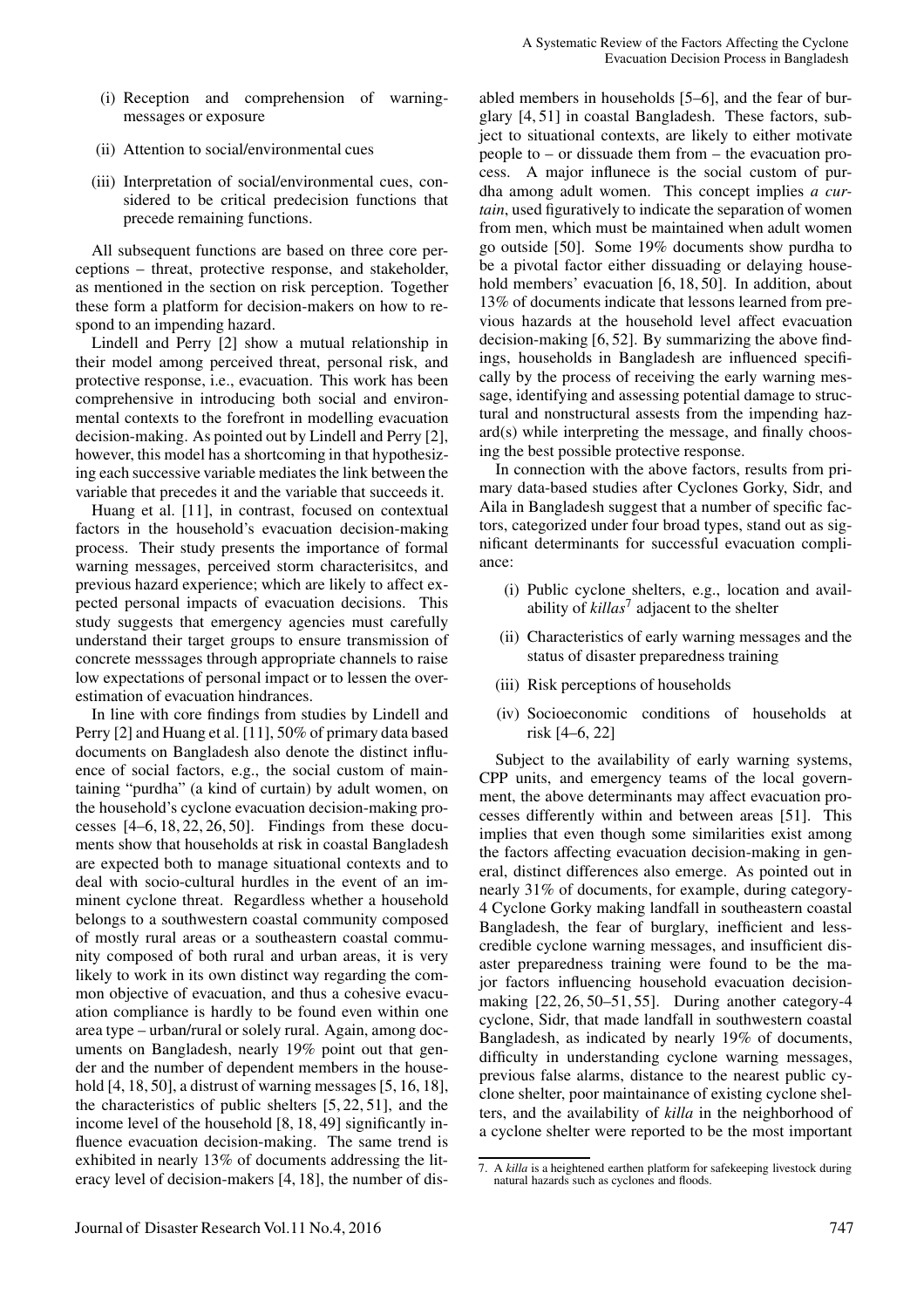(i) Reception and comprehension of warning-messages or exposure

(ii) Attention to social/environmental cues

(iii) Interpretation of social/environmental cues, considered to be critical predecision functions that precede remaining functions.

All subsequent functions are based on three core perceptions – threat, protective response, and stakeholder, as mentioned in the section on risk perception. Together these form a platform for decision-makers on how to respond to an impending hazard.

Lindell and Perry [2] show a mutual relationship in their model among perceived threat, personal risk, and protective response, i.e., evacuation. This work has been comprehensive in introducing both social and environmental contexts to the forefront in modelling evacuation decision-making. As pointed out by Lindell and Perry [2], however, this model has a shortcoming in that hypothesizing each successive variable mediates the link between the variable that precedes it and the variable that succeeds it.

Huang et al. [11], in contrast, focused on contextual factors in the household's evacuation decision-making process. Their study presents the importance of formal warning messages, perceived storm characterisitcs, and previous hazard experience; which are likely to affect expected personal impacts of evacuation decisions. This study suggests that emergency agencies must carefully understand their target groups to ensure transmission of concrete messsages through appropriate channels to raise low expectations of personal impact or to lessen the overestimation of evacuation hindrances.

In line with core findings from studies by Lindell and Perry [2] and Huang et al. [11], 50% of primary data based documents on Bangladesh also denote the distinct influence of social factors, e.g., the social custom of maintaining "purdha" (a kind of curtain) by adult women, on the household's cyclone evacuation decision-making processes [4–6, 18, 22, 26, 50]. Findings from these documents show that households at risk in coastal Bangladesh are expected both to manage situational contexts and to deal with socio-cultural hurdles in the event of an imminent cyclone threat. Regardless whether a household belongs to a southwestern coastal community composed of mostly rural areas or a southeastern coastal community composed of both rural and urban areas, it is very likely to work in its own distinct way regarding the common objective of evacuation, and thus a cohesive evacuation compliance is hardly to be found even within one area type – urban/rural or solely rural. Again, among documents on Bangladesh, nearly 19% point out that gender and the number of dependent members in the household [4, 18, 50], a distrust of warning messages [5, 16, 18], the characteristics of public shelters [5, 22, 51], and the income level of the household [8, 18, 49] significantly influence evacuation decision-making. The same trend is exhibited in nearly 13% of documents addressing the literacy level of decision-makers [4, 18], the number of disabled members in households [5–6], and the fear of burglary [4, 51] in coastal Bangladesh. These factors, subject to situational contexts, are likely to either motivate people to – or dissuade them from – the evacuation process. A major influnece is the social custom of purdha among adult women. This concept implies *a curtain*, used figuratively to indicate the separation of women from men, which must be maintained when adult women go outside [50]. Some 19% documents show purdha to be a pivotal factor either dissuading or delaying household members' evacuation [6, 18, 50]. In addition, about 13% of documents indicate that lessons learned from previous hazards at the household level affect evacuation decision-making [6, 52]. By summarizing the above findings, households in Bangladesh are influenced specifically by the process of receiving the early warning message, identifying and assessing potential damage to structural and nonstructural assests from the impending hazard(s) while interpreting the message, and finally choosing the best possible protective response.

In connection with the above factors, results from primary data-based studies after Cyclones Gorky, Sidr, and Aila in Bangladesh suggest that a number of specific factors, categorized under four broad types, stand out as significant determinants for successful evacuation compliance:

(i) Public cyclone shelters, e.g., location and availability of *killas*[7] adjacent to the shelter

(ii) Characteristics of early warning messages and the status of disaster preparedness training

(iii) Risk perceptions of households

(iv) Socioeconomic conditions of households at risk [4–6, 22]

Subject to the availability of early warning systems, CPP units, and emergency teams of the local government, the above determinants may affect evacuation processes differently within and between areas [51]. This implies that even though some similarities exist among the factors affecting evacuation decision-making in general, distinct differences also emerge. As pointed out in nearly 31% of documents, for example, during category-4 Cyclone Gorky making landfall in southeastern coastal Bangladesh, the fear of burglary, inefficient and less-credible cyclone warning messages, and insufficient disaster preparedness training were found to be the major factors influencing household evacuation decision-making [22, 26, 50–51, 55]. During another category-4 cyclone, Sidr, that made landfall in southwestern coastal Bangladesh, as indicated by nearly 19% of documents, difficulty in understanding cyclone warning messages, previous false alarms, distance to the nearest public cyclone shelter, poor maintainance of existing cyclone shelters, and the availability of *killa* in the neighborhood of a cyclone shelter were reported to be the most important

7. A *killa* is a heightened earthen platform for safekeeping livestock during natural hazards such as cyclones and floods.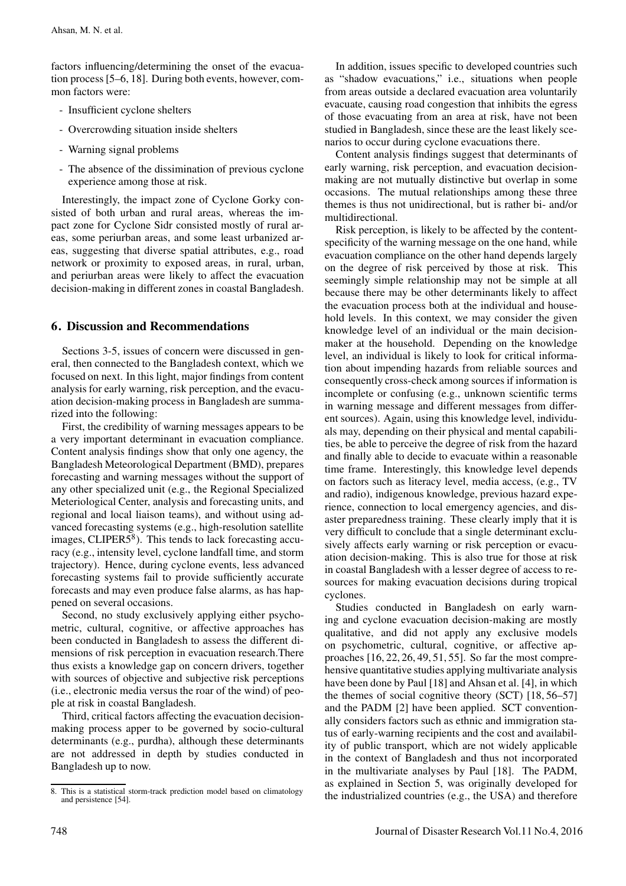factors influencing/determining the onset of the evacuation process [5–6, 18]. During both events, however, common factors were:

- Insufficient cyclone shelters
- Overcrowding situation inside shelters
- Warning signal problems
- The absence of the dissimination of previous cyclone experience among those at risk.

Interestingly, the impact zone of Cyclone Gorky consisted of both urban and rural areas, whereas the impact zone for Cyclone Sidr consisted mostly of rural areas, some periurban areas, and some least urbanized areas, suggesting that diverse spatial attributes, e.g., road network or proximity to exposed areas, in rural, urban, and periurban areas were likely to affect the evacuation decision-making in different zones in coastal Bangladesh.

## 6. Discussion and Recommendations

Sections 3-5, issues of concern were discussed in general, then connected to the Bangladesh context, which we focused on next. In this light, major findings from content analysis for early warning, risk perception, and the evacuation decision-making process in Bangladesh are summarized into the following:

First, the credibility of warning messages appears to be a very important determinant in evacuation compliance. Content analysis findings show that only one agency, the Bangladesh Meteorological Department (BMD), prepares forecasting and warning messages without the support of any other specialized unit (e.g., the Regional Specialized Meteriological Center, analysis and forecasting units, and regional and local liaison teams), and without using advanced forecasting systems (e.g., high-resolution satellite images, CLIPER5[8]). This tends to lack forecasting accuracy (e.g., intensity level, cyclone landfall time, and storm trajectory). Hence, during cyclone events, less advanced forecasting systems fail to provide sufficiently accurate forecasts and may even produce false alarms, as has happened on several occasions.

Second, no study exclusively applying either psychometric, cultural, cognitive, or affective approaches has been conducted in Bangladesh to assess the different dimensions of risk perception in evacuation research.There thus exists a knowledge gap on concern drivers, together with sources of objective and subjective risk perceptions (i.e., electronic media versus the roar of the wind) of people at risk in coastal Bangladesh.

Third, critical factors affecting the evacuation decision-making process apper to be governed by socio-cultural determinants (e.g., purdha), although these determinants are not addressed in depth by studies conducted in Bangladesh up to now.

In addition, issues specific to developed countries such as "shadow evacuations," i.e., situations when people from areas outside a declared evacuation area voluntarily evacuate, causing road congestion that inhibits the egress of those evacuating from an area at risk, have not been studied in Bangladesh, since these are the least likely scenarios to occur during cyclone evacuations there.

Content analysis findings suggest that determinants of early warning, risk perception, and evacuation decision-making are not mutually distinctive but overlap in some occasions. The mutual relationships among these three themes is thus not unidirectional, but is rather bi- and/or multidirectional.

Risk perception, is likely to be affected by the content-specificity of the warning message on the one hand, while evacuation compliance on the other hand depends largely on the degree of risk perceived by those at risk. This seemingly simple relationship may not be simple at all because there may be other determinants likely to affect the evacuation process both at the individual and household levels. In this context, we may consider the given knowledge level of an individual or the main decision-maker at the household. Depending on the knowledge level, an individual is likely to look for critical information about impending hazards from reliable sources and consequently cross-check among sources if information is incomplete or confusing (e.g., unknown scientific terms in warning message and different messages from different sources). Again, using this knowledge level, individuals may, depending on their physical and mental capabilities, be able to perceive the degree of risk from the hazard and finally able to decide to evacuate within a reasonable time frame. Interestingly, this knowledge level depends on factors such as literacy level, media access, (e.g., TV and radio), indigenous knowledge, previous hazard experience, connection to local emergency agencies, and disaster preparedness training. These clearly imply that it is very difficult to conclude that a single determinant exclusively affects early warning or risk perception or evacuation decision-making. This is also true for those at risk in coastal Bangladesh with a lesser degree of access to resources for making evacuation decisions during tropical cyclones.

Studies conducted in Bangladesh on early warning and cyclone evacuation decision-making are mostly qualitative, and did not apply any exclusive models on psychometric, cultural, cognitive, or affective approaches [16, 22, 26, 49, 51, 55]. So far the most comprehensive quantitative studies applying multivariate analysis have been done by Paul [18] and Ahsan et al. [4], in which the themes of social cognitive theory (SCT) [18, 56–57] and the PADM [2] have been applied. SCT conventionally considers factors such as ethnic and immigration status of early-warning recipients and the cost and availability of public transport, which are not widely applicable in the context of Bangladesh and thus not incorporated in the multivariate analyses by Paul [18]. The PADM, as explained in Section 5, was originally developed for the industrialized countries (e.g., the USA) and therefore

8. This is a statistical storm-track prediction model based on climatology and persistence [54].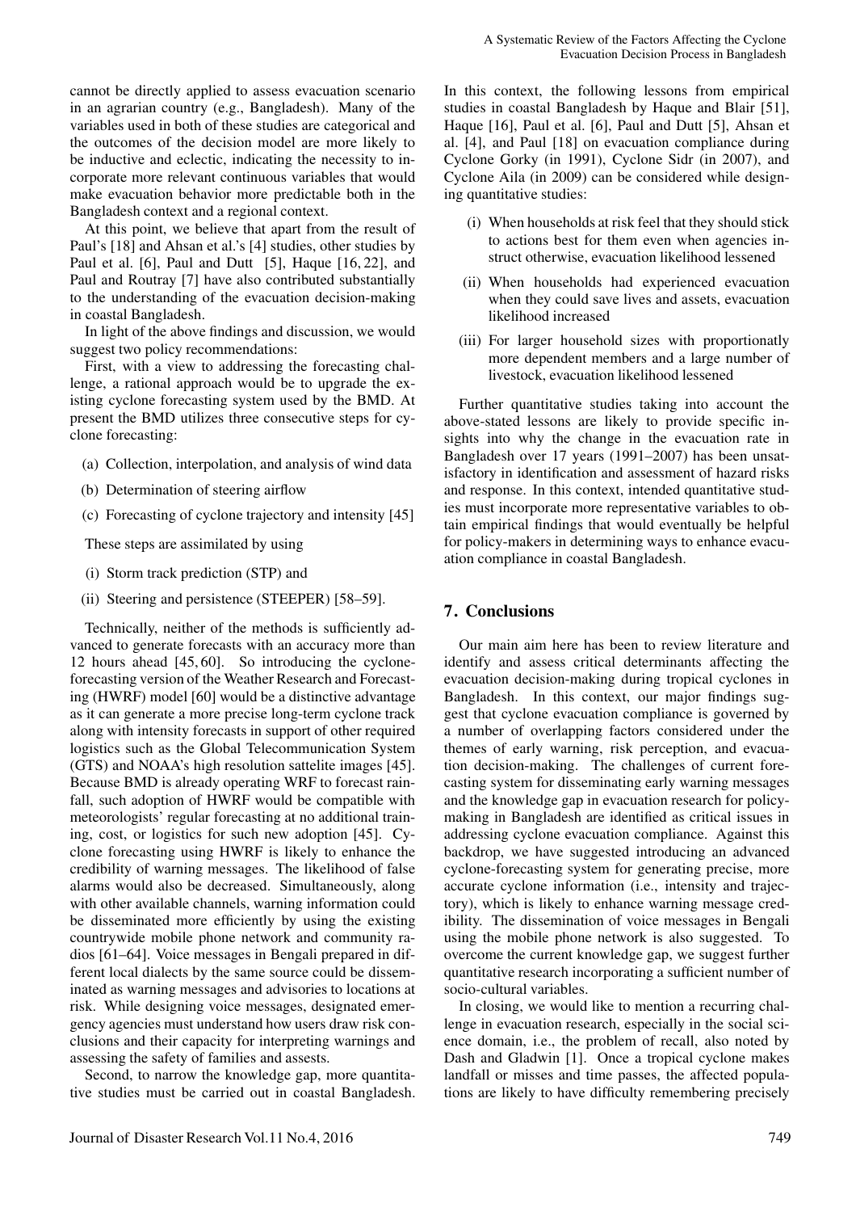cannot be directly applied to assess evacuation scenario in an agrarian country (e.g., Bangladesh). Many of the variables used in both of these studies are categorical and the outcomes of the decision model are more likely to be inductive and eclectic, indicating the necessity to incorporate more relevant continuous variables that would make evacuation behavior more predictable both in the Bangladesh context and a regional context.

At this point, we believe that apart from the result of Paul's [18] and Ahsan et al.'s [4] studies, other studies by Paul et al. [6], Paul and Dutt [5], Haque [16, 22], and Paul and Routray [7] have also contributed substantially to the understanding of the evacuation decision-making in coastal Bangladesh.

In light of the above findings and discussion, we would suggest two policy recommendations:

First, with a view to addressing the forecasting challenge, a rational approach would be to upgrade the existing cyclone forecasting system used by the BMD. At present the BMD utilizes three consecutive steps for cyclone forecasting:

(a) Collection, interpolation, and analysis of wind data

(b) Determination of steering airflow

(c) Forecasting of cyclone trajectory and intensity [45]

These steps are assimilated by using

(i) Storm track prediction (STP) and

(ii) Steering and persistence (STEEPER) [58–59].

Technically, neither of the methods is sufficiently advanced to generate forecasts with an accuracy more than 12 hours ahead [45, 60]. So introducing the cyclone-forecasting version of the Weather Research and Forecasting (HWRF) model [60] would be a distinctive advantage as it can generate a more precise long-term cyclone track along with intensity forecasts in support of other required logistics such as the Global Telecommunication System (GTS) and NOAA's high resolution sattelite images [45]. Because BMD is already operating WRF to forecast rainfall, such adoption of HWRF would be compatible with meteorologists' regular forecasting at no additional training, cost, or logistics for such new adoption [45]. Cyclone forecasting using HWRF is likely to enhance the credibility of warning messages. The likelihood of false alarms would also be decreased. Simultaneously, along with other available channels, warning information could be disseminated more efficiently by using the existing countrywide mobile phone network and community radios [61–64]. Voice messages in Bengali prepared in different local dialects by the same source could be disseminated as warning messages and advisories to locations at risk. While designing voice messages, designated emergency agencies must understand how users draw risk conclusions and their capacity for interpreting warnings and assessing the safety of families and assests.

Second, to narrow the knowledge gap, more quantitative studies must be carried out in coastal Bangladesh. In this context, the following lessons from empirical studies in coastal Bangladesh by Haque and Blair [51], Haque [16], Paul et al. [6], Paul and Dutt [5], Ahsan et al. [4], and Paul [18] on evacuation compliance during Cyclone Gorky (in 1991), Cyclone Sidr (in 2007), and Cyclone Aila (in 2009) can be considered while designing quantitative studies:

(i) When households at risk feel that they should stick to actions best for them even when agencies instruct otherwise, evacuation likelihood lessened

(ii) When households had experienced evacuation when they could save lives and assets, evacuation likelihood increased

(iii) For larger household sizes with proportionatly more dependent members and a large number of livestock, evacuation likelihood lessened

Further quantitative studies taking into account the above-stated lessons are likely to provide specific insights into why the change in the evacuation rate in Bangladesh over 17 years (1991–2007) has been unsatisfactory in identification and assessment of hazard risks and response. In this context, intended quantitative studies must incorporate more representative variables to obtain empirical findings that would eventually be helpful for policy-makers in determining ways to enhance evacuation compliance in coastal Bangladesh.

## 7. Conclusions

Our main aim here has been to review literature and identify and assess critical determinants affecting the evacuation decision-making during tropical cyclones in Bangladesh. In this context, our major findings suggest that cyclone evacuation compliance is governed by a number of overlapping factors considered under the themes of early warning, risk perception, and evacuation decision-making. The challenges of current forecasting system for disseminating early warning messages and the knowledge gap in evacuation research for policy-making in Bangladesh are identified as critical issues in addressing cyclone evacuation compliance. Against this backdrop, we have suggested introducing an advanced cyclone-forecasting system for generating precise, more accurate cyclone information (i.e., intensity and trajectory), which is likely to enhance warning message credibility. The dissemination of voice messages in Bengali using the mobile phone network is also suggested. To overcome the current knowledge gap, we suggest further quantitative research incorporating a sufficient number of socio-cultural variables.

In closing, we would like to mention a recurring challenge in evacuation research, especially in the social science domain, i.e., the problem of recall, also noted by Dash and Gladwin [1]. Once a tropical cyclone makes landfall or misses and time passes, the affected populations are likely to have difficulty remembering precisely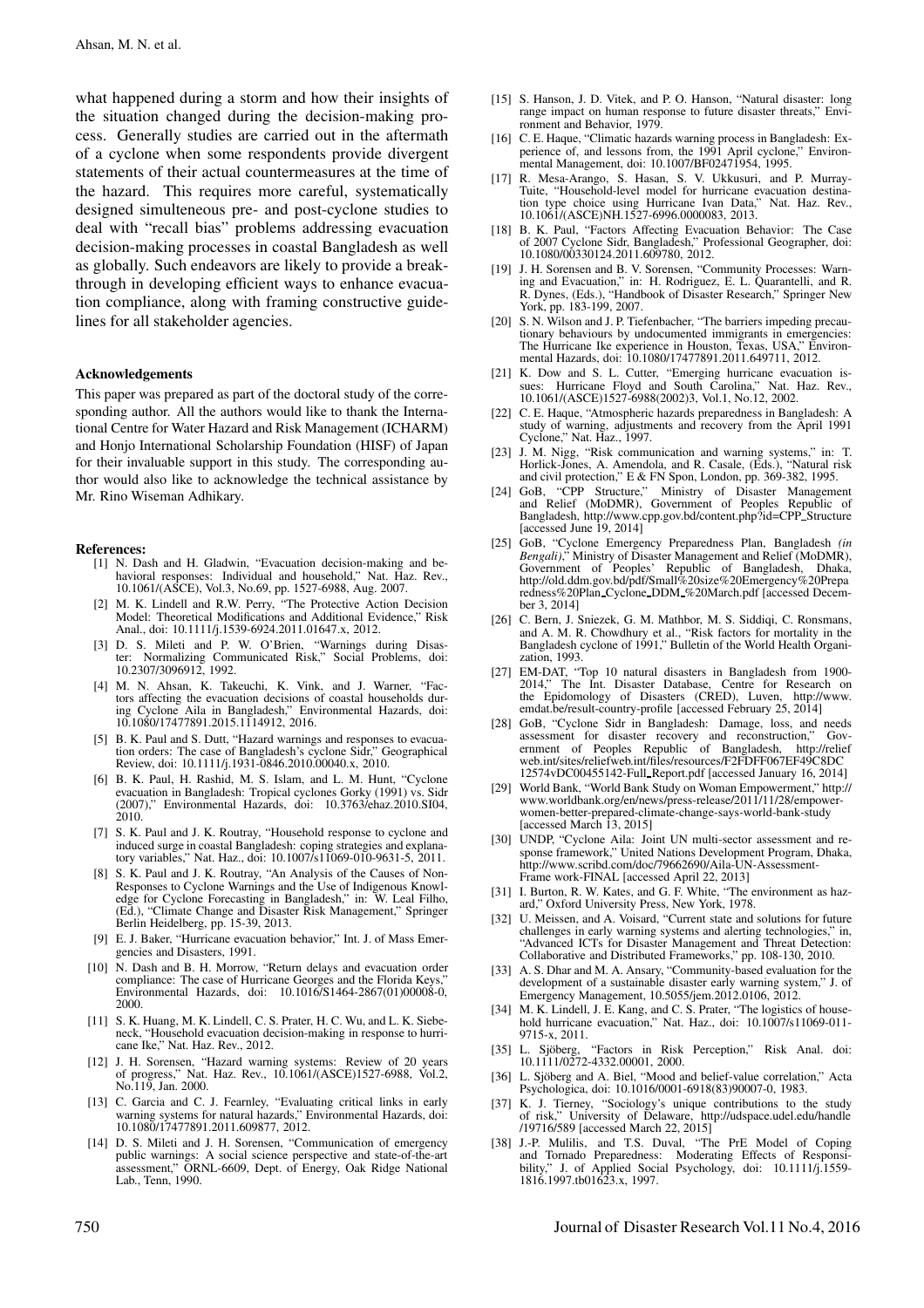what happened during a storm and how their insights of the situation changed during the decision-making process. Generally studies are carried out in the aftermath of a cyclone when some respondents provide divergent statements of their actual countermeasures at the time of the hazard. This requires more careful, systematically designed simulteneous pre- and post-cyclone studies to deal with "recall bias" problems addressing evacuation decision-making processes in coastal Bangladesh as well as globally. Such endeavors are likely to provide a breakthrough in developing efficient ways to enhance evacuation compliance, along with framing constructive guidelines for all stakeholder agencies.

#### Acknowledgements

This paper was prepared as part of the doctoral study of the corresponding author. All the authors would like to thank the International Centre for Water Hazard and Risk Management (ICHARM) and Honjo International Scholarship Foundation (HISF) of Japan for their invaluable support in this study. The corresponding author would also like to acknowledge the technical assistance by Mr. Rino Wiseman Adhikary.

#### References:

[1] N. Dash and H. Gladwin, "Evacuation decision-making and behavioral responses: Individual and household," Nat. Haz. Rev., 10.1061/(ASCE), Vol.3, No.69, pp. 1527-6988, Aug. 2007.

[2] M. K. Lindell and R.W. Perry, "The Protective Action Decision Model: Theoretical Modifications and Additional Evidence," Risk Anal., doi: 10.1111/j.1539-6924.2011.01647.x, 2012.

[3] D. S. Mileti and P. W. O'Brien, "Warnings during Disaster: Normalizing Communicated Risk," Social Problems, doi: 10.2307/3096912, 1992.

[4] M. N. Ahsan, K. Takeuchi, K. Vink, and J. Warner, "Factors affecting the evacuation decisions of coastal households during Cyclone Aila in Bangladesh," Environmental Hazards, doi: 10.1080/17477891.2015.1114912, 2016.

[5] B. K. Paul and S. Dutt, "Hazard warnings and responses to evacuation orders: The case of Bangladesh's cyclone Sidr," Geographical Review, doi: 10.1111/j.1931-0846.2010.00040.x, 2010.

[6] B. K. Paul, H. Rashid, M. S. Islam, and L. M. Hunt, "Cyclone evacuation in Bangladesh: Tropical cyclones Gorky (1991) vs. Sidr (2007)," Environmental Hazards, doi: 10.3763/ehaz.2010.SI04, 2010.

[7] S. K. Paul and J. K. Routray, "Household response to cyclone and induced surge in coastal Bangladesh: coping strategies and explanatory variables," Nat. Haz., doi: 10.1007/s11069-010-9631-5, 2011.

[8] S. K. Paul and J. K. Routray, "An Analysis of the Causes of Non-Responses to Cyclone Warnings and the Use of Indigenous Knowledge for Cyclone Forecasting in Bangladesh," in: W. Leal Filho, (Ed.), "Climate Change and Disaster Risk Management," Springer Berlin Heidelberg, pp. 15-39, 2013.

[9] E. J. Baker, "Hurricane evacuation behavior," Int. J. of Mass Emergencies and Disasters, 1991.

[10] N. Dash and B. H. Morrow, "Return delays and evacuation order compliance: The case of Hurricane Georges and the Florida Keys," Environmental Hazards, doi: 10.1016/S1464-2867(01)00008-0, 2000.

[11] S. K. Huang, M. K. Lindell, C. S. Prater, H. C. Wu, and L. K. Siebeneck, "Household evacuation decision-making in response to hurricane Ike," Nat. Haz. Rev., 2012.

[12] J. H. Sorensen, "Hazard warning systems: Review of 20 years of progress," Nat. Haz. Rev., 10.1061/(ASCE)1527-6988, Vol.2, No.119, Jan. 2000.

[13] C. Garcia and C. J. Fearnley, "Evaluating critical links in early warning systems for natural hazards," Environmental Hazards, doi: 10.1080/17477891.2011.609877, 2012.

[14] D. S. Mileti and J. H. Sorensen, "Communication of emergency public warnings: A social science perspective and state-of-the-art assessment," ORNL-6609, Dept. of Energy, Oak Ridge National Lab., Tenn, 1990.

[15] S. Hanson, J. D. Vitek, and P. O. Hanson, "Natural disaster: long range impact on human response to future disaster threats," Environment and Behavior, 1979.

[16] C. E. Haque, "Climatic hazards warning process in Bangladesh: Experience of, and lessons from, the 1991 April cyclone," Environmental Management, doi: 10.1007/BF02471954, 1995.

[17] R. Mesa-Arango, S. Hasan, S. V. Ukkusuri, and P. Murray-Tuite, "Household-level model for hurricane evacuation destination type choice using Hurricane Ivan Data," Nat. Haz. Rev., 10.1061/(ASCE)NH.1527-6996.0000083, 2013.

[18] B. K. Paul, "Factors Affecting Evacuation Behavior: The Case of 2007 Cyclone Sidr, Bangladesh," Professional Geographer, doi: 10.1080/00330124.2011.609780, 2012.

[19] J. H. Sorensen and B. V. Sorensen, "Community Processes: Warning and Evacuation," in: H. Rodriguez, E. L. Quarantelli, and R. R. Dynes, (Eds.), "Handbook of Disaster Research," Springer New York, pp. 183-199, 2007.

[20] S. N. Wilson and J. P. Tiefenbacher, "The barriers impeding precautionary behaviours by undocumented immigrants in emergencies: The Hurricane Ike experience in Houston, Texas, USA," Environmental Hazards, doi: 10.1080/17477891.2011.649711, 2012.

[21] K. Dow and S. L. Cutter, "Emerging hurricane evacuation issues: Hurricane Floyd and South Carolina," Nat. Haz. Rev., 10.1061/(ASCE)1527-6988(2002)3, Vol.1, No.12, 2002.

[22] C. E. Haque, "Atmospheric hazards preparedness in Bangladesh: A study of warning, adjustments and recovery from the April 1991 Cyclone," Nat. Haz., 1997.

[23] J. M. Nigg, "Risk communication and warning systems," in: T. Horlick-Jones, A. Amendola, and R. Casale, (Eds.), "Natural risk and civil protection," E & FN Spon, London, pp. 369-382, 1995.

[24] GoB, "CPP Structure," Ministry of Disaster Management and Relief (MoDMR), Government of Peoples Republic of Bangladesh, http://www.cpp.gov.bd/content.php?id=CPP_Structure [accessed June 19, 2014]

[25] GoB, "Cyclone Emergency Preparedness Plan, Bangladesh *(in Bengali)*," Ministry of Disaster Management and Relief (MoDMR), Government of Peoples' Republic of Bangladesh, Dhaka, http://old.ddm.gov.bd/pdf/Small%20size%20Emergency%20Preparedness%20Plan_Cyclone_DDM_%20March.pdf [accessed December 3, 2014]

[26] C. Bern, J. Sniezek, G. M. Mathbor, M. S. Siddiqi, C. Ronsmans, and A. M. R. Chowdhury et al., "Risk factors for mortality in the Bangladesh cyclone of 1991," Bulletin of the World Health Organization, 1993.

[27] EM-DAT, "Top 10 natural disasters in Bangladesh from 1900-2014," The Int. Disaster Database, Centre for Research on the Epidomology of Disasters (CRED), Luven, http://www.emdat.be/result-country-profile [accessed February 25, 2014]

[28] GoB, "Cyclone Sidr in Bangladesh: Damage, loss, and needs assessment for disaster recovery and reconstruction," Government of Peoples Republic of Bangladesh, http://reliefweb.int/sites/reliefweb.int/files/resources/F2FDFF067EF49C8DC12574vDC00455142-Full_Report.pdf [accessed January 16, 2014]

[29] World Bank, "World Bank Study on Woman Empowerment," http://www.worldbank.org/en/news/press-release/2011/11/28/empower-women-better-prepared-climate-change-says-world-bank-study [accessed March 13, 2015]

[30] UNDP, "Cyclone Aila: Joint UN multi-sector assessment and response framework," United Nations Development Program, Dhaka, http://www.scribd.com/doc/79662690/Aila-UN-Assessment-Frame work-FINAL [accessed April 22, 2013]

[31] I. Burton, R. W. Kates, and G. F. White, "The environment as hazard," Oxford University Press, New York, 1978.

[32] U. Meissen, and A. Voisard, "Current state and solutions for future challenges in early warning systems and alerting technologies," in, "Advanced ICTs for Disaster Management and Threat Detection: Collaborative and Distributed Frameworks," pp. 108-130, 2010.

[33] A. S. Dhar and M. A. Ansary, "Community-based evaluation for the development of a sustainable disaster early warning system," J. of Emergency Management, 10.5055/jem.2012.0106, 2012.

[34] M. K. Lindell, J. E. Kang, and C. S. Prater, "The logistics of household hurricane evacuation," Nat. Haz., doi: 10.1007/s11069-011-9715-x, 2011.

[35] L. Sjöberg, "Factors in Risk Perception," Risk Anal. doi: 10.1111/0272-4332.00001, 2000.

[36] L. Sjöberg and A. Biel, "Mood and belief-value correlation," Acta Psychologica, doi: 10.1016/0001-6918(83)90007-0, 1983.

[37] K. J. Tierney, "Sociology's unique contributions to the study of risk," University of Delaware, http://udspace.udel.edu/handle/19716/589 [accessed March 22, 2015]

[38] J.-P. Mulilis, and T.S. Duval, "The PrE Model of Coping and Tornado Preparedness: Moderating Effects of Responsibility," J. of Applied Social Psychology, doi: 10.1111/j.1559-1816.1997.tb01623.x, 1997.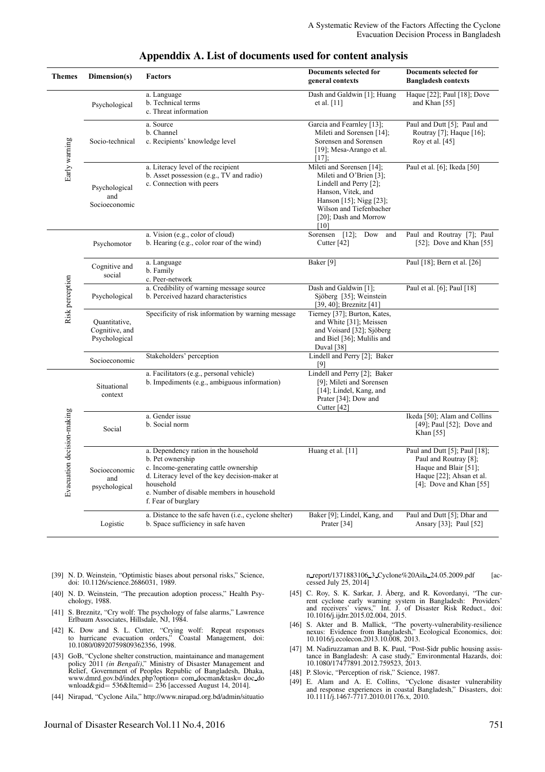## Appenddix A. List of documents used for content analysis

| Themes | Dimension(s) | Factors | Documents selected for general contexts | Documents selected for Bangladesh contexts |
|---|---|---|---|---|
| Early warning | Psychological | a. Language<br>b. Technical terms<br>c. Threat information | Dash and Galdwin [1]; Huang et al. [11] | Haque [22]; Paul [18]; Dove and Khan [55] |
| | Socio-technical | a. Source<br>b. Channel<br>c. Recipients' knowledge level | Garcia and Fearnley [13]; Mileti and Sorensen [14]; Sorensen and Sorensen [19]; Mesa-Arango et al. [17]; | Paul and Dutt [5]; Paul and Routray [7]; Haque [16]; Roy et al. [45] |
| | Psychological and Socioeconomic | a. Literacy level of the recipient<br>b. Asset possession (e.g., TV and radio)<br>c. Connection with peers | Mileti and Sorensen [14]; Mileti and O'Brien [3]; Lindell and Perry [2]; Hanson, Vitek, and Hanson [15]; Nigg [23]; Wilson and Tiefenbacher [20]; Dash and Morrow [10] | Paul et al. [6]; Ikeda [50] |
| Risk perception | Psychomotor | a. Vision (e.g., color of cloud)<br>b. Hearing (e.g., color roar of the wind) | Sorensen [12]; Dow and Cutter [42] | Paul and Routray [7]; Paul [52]; Dove and Khan [55] |
| | Cognitive and social | a. Language<br>b. Family<br>c. Peer-network | Baker [9] | Paul [18]; Bern et al. [26] |
| | Psychological | a. Credibility of warning message source<br>b. Perceived hazard characteristics | Dash and Galdwin [1]; Sjöberg [35]; Weinstein [39, 40]; Breznitz [41] | Paul et al. [6]; Paul [18] |
| | Quantitative, Cognitive, and Psychological | Specificity of risk information by warning message | Tierney [37]; Burton, Kates, and White [31]; Meissen and Voisard [32]; Sjöberg and Biel [36]; Mulilis and Duval [38] | |
| | Socioeconomic | Stakeholders' perception | Lindell and Perry [2]; Baker [9] | |
| Evacuation decision-making | Situational context | a. Facilitators (e.g., personal vehicle)<br>b. Impediments (e.g., ambiguous information) | Lindell and Perry [2]; Baker [9]; Mileti and Sorensen [14]; Lindel, Kang, and Prater [34]; Dow and Cutter [42] | |
| | Social | a. Gender issue<br>b. Social norm | | Ikeda [50]; Alam and Collins [49]; Paul [52]; Dove and Khan [55] |
| | Socioeconomic and psychological | a. Dependency ration in the household<br>b. Pet ownership<br>c. Income-generating cattle ownership<br>d. Literacy level of the key decision-maker at household<br>e. Number of disable members in household<br>f. Fear of burglary | Huang et al. [11] | Paul and Dutt [5]; Paul [18]; Paul and Routray [8]; Haque and Blair [51]; Haque [22]; Ahsan et al. [4]; Dove and Khan [55] |
| | Logistic | a. Distance to the safe haven (i.e., cyclone shelter)<br>b. Space sufficiency in safe haven | Baker [9]; Lindel, Kang, and Prater [34] | Paul and Dutt [5]; Dhar and Ansary [33]; Paul [52] |

[39] N. D. Weinstein, "Optimistic biases about personal risks," Science, doi: 10.1126/science.2686031, 1989.

[40] N. D. Weinstein, "The precaution adoption process," Health Psychology, 1988.

[41] S. Breznitz, "Cry wolf: The psychology of false alarms," Lawrence Erlbaum Associates, Hillsdale, NJ, 1984.

[42] K. Dow and S. L. Cutter, "Crying wolf: Repeat responses to hurricane evacuation orders," Coastal Management, doi: 10.1080/08920759809362356, 1998.

[43] GoB, "Cyclone shelter construction, maintainance and management policy 2011 *(in Bengali)*," Ministry of Disaster Management and Relief, Government of Peoples Republic of Bangladesh, Dhaka, www.dmrd.gov.bd/index.php?option= com_docman&task= doc_download&gid= 536&Itemid= 236 [accessed August 14, 2014].

[44] Nirapad, "Cyclone Aila," http://www.nirapad.org.bd/admin/situation_report/1371883106_3_Cyclone%20Aila_24.05.2009.pdf [accessed July 25, 2014]

[45] C. Roy, S. K. Sarkar, J. Åberg, and R. Kovordanyi, "The current cyclone early warning system in Bangladesh: Providers' and receivers' views," Int. J. of Disaster Risk Reduct., doi: 10.1016/j.ijdrr.2015.02.004, 2015.

[46] S. Akter and B. Mallick, "The poverty-vulnerability-resilience nexus: Evidence from Bangladesh," Ecological Economics, doi: 10.1016/j.ecolecon.2013.10.008, 2013.

[47] M. Nadiruzzaman and B. K. Paul, "Post-Sidr public housing assistance in Bangladesh: A case study," Environmental Hazards, doi: 10.1080/17477891.2012.759523, 2013.

[48] P. Slovic, "Perception of risk," Science, 1987.

[49] E. Alam and A. E. Collins, "Cyclone disaster vulnerability and response experiences in coastal Bangladesh," Disasters, doi: 10.1111/j.1467-7717.2010.01176.x, 2010.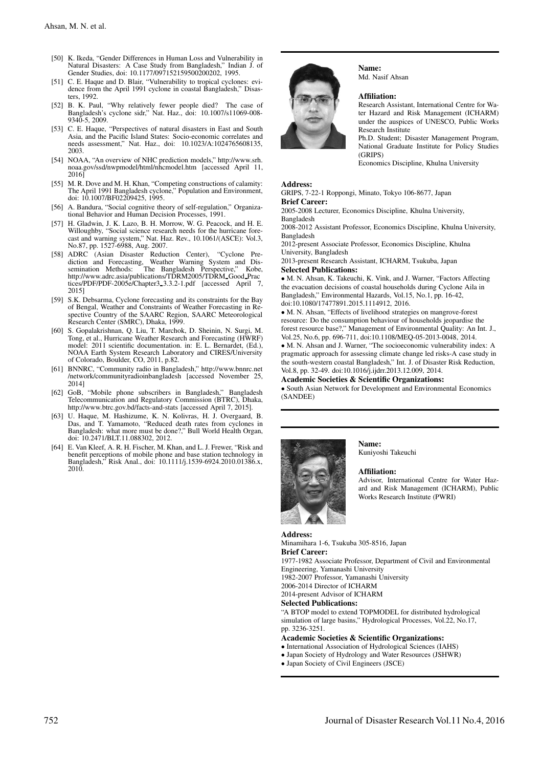[50] K. Ikeda, "Gender Differences in Human Loss and Vulnerability in Natural Disasters: A Case Study from Bangladesh," Indian J. of Gender Studies, doi: 10.1177/097152159500200202, 1995.

[51] C. E. Haque and D. Blair, "Vulnerability to tropical cyclones: evidence from the April 1991 cyclone in coastal Bangladesh," Disasters, 1992.

[52] B. K. Paul, "Why relatively fewer people died? The case of Bangladesh's cyclone sidr," Nat. Haz., doi: 10.1007/s11069-008-9340-5, 2009.

[53] C. E. Haque, "Perspectives of natural disasters in East and South Asia, and the Pacific Island States: Socio-economic correlates and needs assessment," Nat. Haz., doi: 10.1023/A:1024765608135, 2003.

[54] NOAA, "An overview of NHC prediction models," http://www.srh.noaa.gov/ssd/nwpmodel/html/nhcmodel.htm [accessed April 11, 2016]

[55] M. R. Dove and M. H. Khan, "Competing constructions of calamity: The April 1991 Bangladesh cyclone," Population and Environment, doi: 10.1007/BF02209425, 1995.

[56] A. Bandura, "Social cognitive theory of self-regulation," Organizational Behavior and Human Decision Processes, 1991.

[57] H. Gladwin, J. K. Lazo, B. H. Morrow, W. G. Peacock, and H. E. Willoughby, "Social science research needs for the hurricane forecast and warning system," Nat. Haz. Rev., 10.1061/(ASCE): Vol.3, No.87, pp. 1527-6988, Aug. 2007.

[58] ADRC (Asian Disaster Reduction Center), "Cyclone Prediction and Forecasting, Weather Warning System and Dissemination Methods: The Bangladesh Perspective," Kobe, http://www.adrc.asia/publications/TDRM2005/TDRM_Good_Practices/PDF/PDF-2005e/Chapter3_3.3.2-1.pdf [accessed April 7, 2015]

[59] S.K. Debsarma, Cyclone forecasting and its constraints for the Bay of Bengal, Weather and Constraints of Weather Forecasting in Respective Country of the SAARC Region, SAARC Meteorological Research Center (SMRC), Dhaka, 1999.

[60] S. Gopalakrishnan, Q. Liu, T. Marchok, D. Sheinin, N. Surgi, M. Tong, et al., Hurricane Weather Research and Forecasting (HWRF) model: 2011 scientific documentation. in: E. L. Bernardet, (Ed.), NOAA Earth System Research Laboratory and CIRES/University of Colorado, Boulder, CO, 2011, p.82.

[61] BNNRC, "Community radio in Bangladesh," http://www.bnnrc.net/network/communityradioinbangladesh [accessed November 25, 2014]

[62] GoB, "Mobile phone subscribers in Bangladesh," Bangladesh Telecommunication and Regulatory Commission (BTRC), Dhaka, http://www.btrc.gov.bd/facts-and-stats [accessed April 7, 2015].

[63] U. Haque, M. Hashizume, K. N. Kolivras, H. J. Overgaard, B. Das, and T. Yamamoto, "Reduced death rates from cyclones in Bangladesh: what more must be done?," Bull World Health Organ, doi: 10.2471/BLT.11.088302, 2012.

[64] E. Van Kleef, A. R. H. Fischer, M. Khan, and L. J. Frewer, "Risk and benefit perceptions of mobile phone and base station technology in Bangladesh," Risk Anal., doi: 10.1111/j.1539-6924.2010.01386.x, 2010.

---

**Name:**
Md. Nasif Ahsan

**Affiliation:**
Research Assistant, International Centre for Water Hazard and Risk Management (ICHARM) under the auspices of UNESCO, Public Works Research Institute
Ph.D. Student; Disaster Management Program, National Graduate Institute for Policy Studies (GRIPS)
Economics Discipline, Khulna University

**Address:**
GRIPS, 7-22-1 Roppongi, Minato, Tokyo 106-8677, Japan

**Brief Career:**
2005-2008 Lecturer, Economics Discipline, Khulna University, Bangladesh
2008-2012 Assistant Professor, Economics Discipline, Khulna University, Bangladesh
2012-present Associate Professor, Economics Discipline, Khulna University, Bangladesh
2013-present Research Assistant, ICHARM, Tsukuba, Japan

**Selected Publications:**
- M. N. Ahsan, K. Takeuchi, K. Vink, and J. Warner, "Factors Affecting the evacuation decisions of coastal households during Cyclone Aila in Bangladesh," Environmental Hazards, Vol.15, No.1, pp. 16-42, doi:10.1080/17477891.2015.1114912, 2016.
- M. N. Ahsan, "Effects of livelihood strategies on mangrove-forest resource: Do the consumption behaviour of households jeopardise the forest resource base?," Management of Environmental Quality: An Int. J., Vol.25, No.6, pp. 696-711, doi:10.1108/MEQ-05-2013-0048, 2014.
- M. N. Ahsan and J. Warner, "The socioeconomic vulnerability index: A pragmatic approach for assessing climate change led risks-A case study in the south-western coastal Bangladesh," Int. J. of Disaster Risk Reduction, Vol.8, pp. 32-49. doi:10.1016/j.ijdrr.2013.12.009, 2014.

**Academic Societies & Scientific Organizations:**
- South Asian Network for Development and Environmental Economics (SANDEE)

---

**Name:**
Kuniyoshi Takeuchi

**Affiliation:**
Advisor, International Centre for Water Hazard and Risk Management (ICHARM), Public Works Research Institute (PWRI)

**Address:**
Minamihara 1-6, Tsukuba 305-8516, Japan

**Brief Career:**
1977-1982 Associate Professor, Department of Civil and Environmental Engineering, Yamanashi University
1982-2007 Professor, Yamanashi University
2006-2014 Director of ICHARM
2014-present Advisor of ICHARM

**Selected Publications:**
"A BTOP model to extend TOPMODEL for distributed hydrological simulation of large basins," Hydrological Processes, Vol.22, No.17, pp. 3236-3251.

**Academic Societies & Scientific Organizations:**
- International Association of Hydrological Sciences (IAHS)
- Japan Society of Hydrology and Water Resources (JSHWR)
- Japan Society of Civil Engineers (JSCE)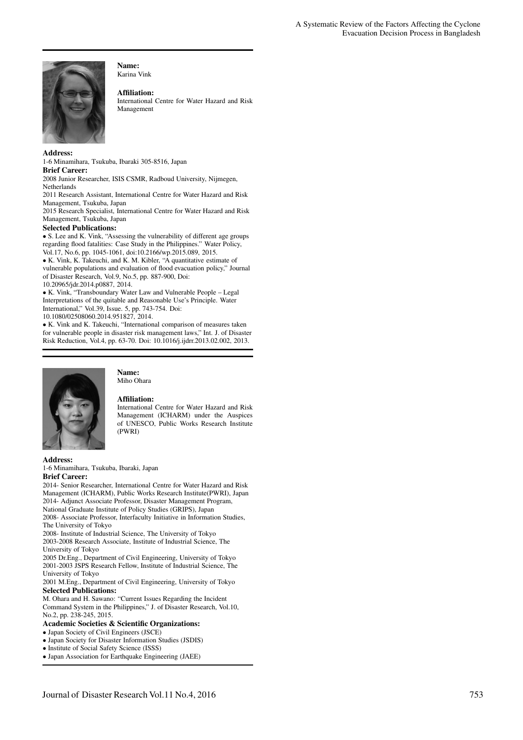**Name:**
Karina Vink

**Affiliation:**
International Centre for Water Hazard and Risk Management

**Address:**
1-6 Minamihara, Tsukuba, Ibaraki 305-8516, Japan

**Brief Career:**
2008 Junior Researcher, ISIS CSMR, Radboud University, Nijmegen, Netherlands
2011 Research Assistant, International Centre for Water Hazard and Risk Management, Tsukuba, Japan
2015 Research Specialist, International Centre for Water Hazard and Risk Management, Tsukuba, Japan

**Selected Publications:**

- S. Lee and K. Vink, "Assessing the vulnerability of different age groups regarding flood fatalities: Case Study in the Philippines." Water Policy, Vol.17, No.6, pp. 1045-1061, doi:10.2166/wp.2015.089, 2015.
- K. Vink, K. Takeuchi, and K. M. Kibler, "A quantitative estimate of vulnerable populations and evaluation of flood evacuation policy," Journal of Disaster Research, Vol.9, No.5, pp. 887-900, Doi: 10.20965/jdr.2014.p0887, 2014.
- K. Vink, "Transboundary Water Law and Vulnerable People – Legal Interpretations of the quitable and Reasonable Use's Principle. Water International," Vol.39, Issue. 5, pp. 743-754. Doi: 10.1080/02508060.2014.951827, 2014.
- K. Vink and K. Takeuchi, "International comparison of measures taken for vulnerable people in disaster risk management laws," Int. J. of Disaster Risk Reduction, Vol.4, pp. 63-70. Doi: 10.1016/j.ijdrr.2013.02.002, 2013.

---

**Name:**
Miho Ohara

**Affiliation:**
International Centre for Water Hazard and Risk Management (ICHARM) under the Auspices of UNESCO, Public Works Research Institute (PWRI)

**Address:**
1-6 Minamihara, Tsukuba, Ibaraki, Japan

**Brief Career:**
2014- Senior Researcher, International Centre for Water Hazard and Risk Management (ICHARM), Public Works Research Institute(PWRI), Japan
2014- Adjunct Associate Professor, Disaster Management Program, National Graduate Institute of Policy Studies (GRIPS), Japan
2008- Associate Professor, Interfaculty Initiative in Information Studies, The University of Tokyo
2008- Institute of Industrial Science, The University of Tokyo
2003-2008 Research Associate, Institute of Industrial Science, The University of Tokyo
2005 Dr.Eng., Department of Civil Engineering, University of Tokyo
2001-2003 JSPS Research Fellow, Institute of Industrial Science, The University of Tokyo
2001 M.Eng., Department of Civil Engineering, University of Tokyo

**Selected Publications:**
M. Ohara and H. Sawano: "Current Issues Regarding the Incident Command System in the Philippines," J. of Disaster Research, Vol.10, No.2, pp. 238-245, 2015.

**Academic Societies & Scientific Organizations:**

- Japan Society of Civil Engineers (JSCE)
- Japan Society for Disaster Information Studies (JSDIS)
- Institute of Social Safety Science (ISSS)
- Japan Association for Earthquake Engineering (JAEE)